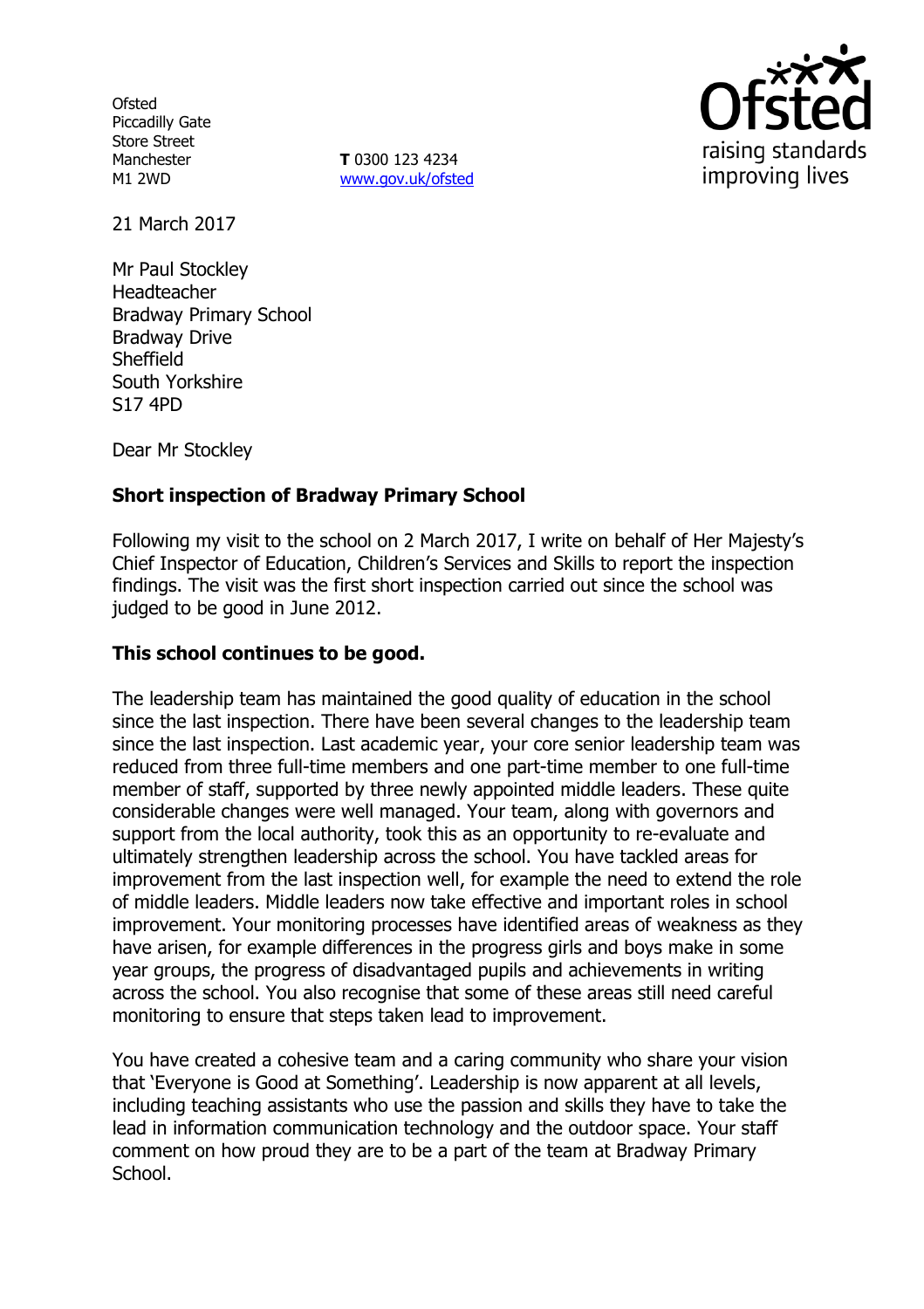Ofsted
Piccadilly Gate
Store Street
Manchester
M1 2WD

**T** 0300 123 4234
www.gov.uk/ofsted

21 March 2017

Mr Paul Stockley
Headteacher
Bradway Primary School
Bradway Drive
Sheffield
South Yorkshire
S17 4PD

Dear Mr Stockley

**Short inspection of Bradway Primary School**

Following my visit to the school on 2 March 2017, I write on behalf of Her Majesty's Chief Inspector of Education, Children's Services and Skills to report the inspection findings. The visit was the first short inspection carried out since the school was judged to be good in June 2012.

**This school continues to be good.**

The leadership team has maintained the good quality of education in the school since the last inspection. There have been several changes to the leadership team since the last inspection. Last academic year, your core senior leadership team was reduced from three full-time members and one part-time member to one full-time member of staff, supported by three newly appointed middle leaders. These quite considerable changes were well managed. Your team, along with governors and support from the local authority, took this as an opportunity to re-evaluate and ultimately strengthen leadership across the school. You have tackled areas for improvement from the last inspection well, for example the need to extend the role of middle leaders. Middle leaders now take effective and important roles in school improvement. Your monitoring processes have identified areas of weakness as they have arisen, for example differences in the progress girls and boys make in some year groups, the progress of disadvantaged pupils and achievements in writing across the school. You also recognise that some of these areas still need careful monitoring to ensure that steps taken lead to improvement.

You have created a cohesive team and a caring community who share your vision that 'Everyone is Good at Something'. Leadership is now apparent at all levels, including teaching assistants who use the passion and skills they have to take the lead in information communication technology and the outdoor space. Your staff comment on how proud they are to be a part of the team at Bradway Primary School.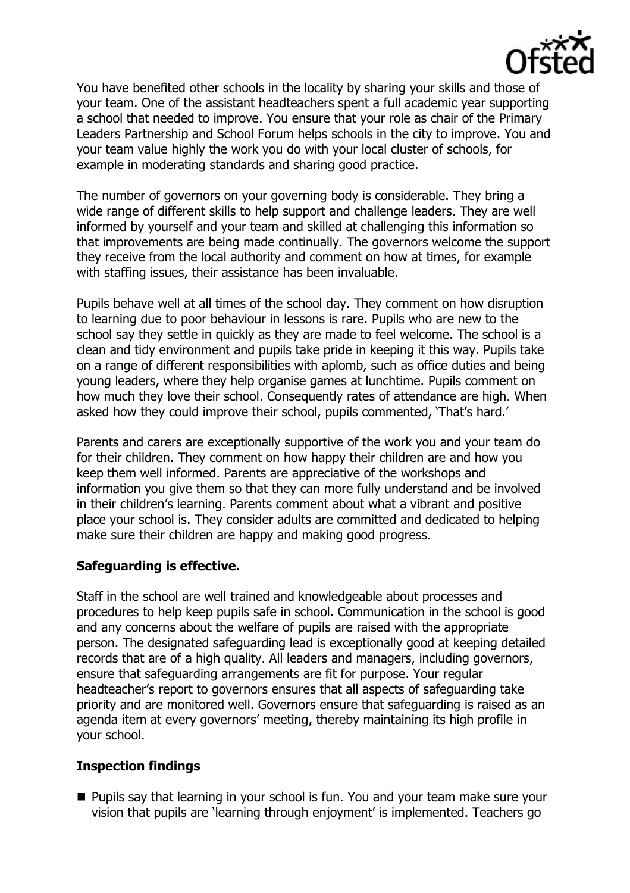You have benefited other schools in the locality by sharing your skills and those of your team. One of the assistant headteachers spent a full academic year supporting a school that needed to improve. You ensure that your role as chair of the Primary Leaders Partnership and School Forum helps schools in the city to improve. You and your team value highly the work you do with your local cluster of schools, for example in moderating standards and sharing good practice.

The number of governors on your governing body is considerable. They bring a wide range of different skills to help support and challenge leaders. They are well informed by yourself and your team and skilled at challenging this information so that improvements are being made continually. The governors welcome the support they receive from the local authority and comment on how at times, for example with staffing issues, their assistance has been invaluable.

Pupils behave well at all times of the school day. They comment on how disruption to learning due to poor behaviour in lessons is rare. Pupils who are new to the school say they settle in quickly as they are made to feel welcome. The school is a clean and tidy environment and pupils take pride in keeping it this way. Pupils take on a range of different responsibilities with aplomb, such as office duties and being young leaders, where they help organise games at lunchtime. Pupils comment on how much they love their school. Consequently rates of attendance are high. When asked how they could improve their school, pupils commented, 'That's hard.'

Parents and carers are exceptionally supportive of the work you and your team do for their children. They comment on how happy their children are and how you keep them well informed. Parents are appreciative of the workshops and information you give them so that they can more fully understand and be involved in their children's learning. Parents comment about what a vibrant and positive place your school is. They consider adults are committed and dedicated to helping make sure their children are happy and making good progress.

**Safeguarding is effective.**

Staff in the school are well trained and knowledgeable about processes and procedures to help keep pupils safe in school. Communication in the school is good and any concerns about the welfare of pupils are raised with the appropriate person. The designated safeguarding lead is exceptionally good at keeping detailed records that are of a high quality. All leaders and managers, including governors, ensure that safeguarding arrangements are fit for purpose. Your regular headteacher's report to governors ensures that all aspects of safeguarding take priority and are monitored well. Governors ensure that safeguarding is raised as an agenda item at every governors' meeting, thereby maintaining its high profile in your school.

**Inspection findings**

- Pupils say that learning in your school is fun. You and your team make sure your vision that pupils are 'learning through enjoyment' is implemented. Teachers go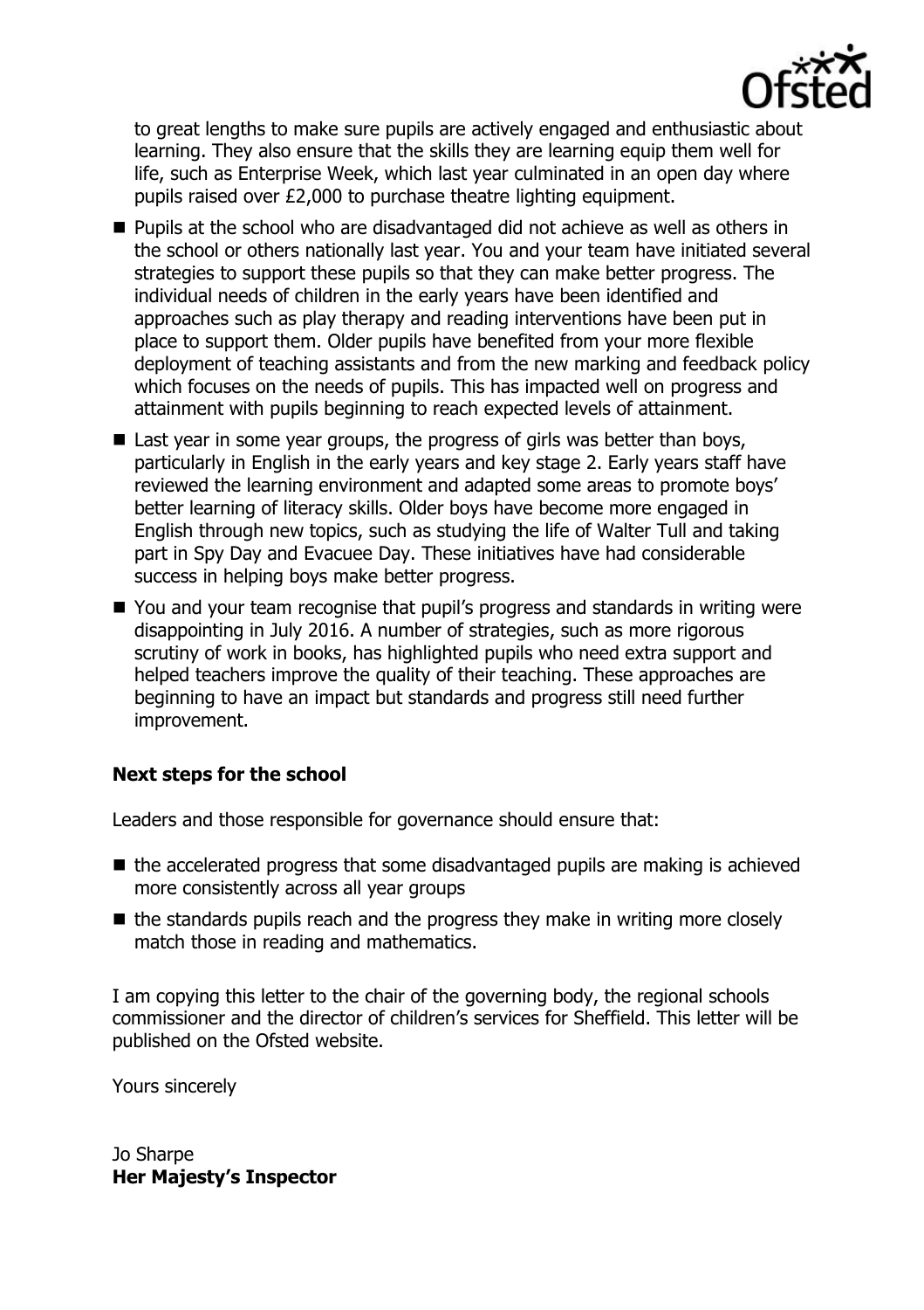to great lengths to make sure pupils are actively engaged and enthusiastic about learning. They also ensure that the skills they are learning equip them well for life, such as Enterprise Week, which last year culminated in an open day where pupils raised over £2,000 to purchase theatre lighting equipment.

- Pupils at the school who are disadvantaged did not achieve as well as others in the school or others nationally last year. You and your team have initiated several strategies to support these pupils so that they can make better progress. The individual needs of children in the early years have been identified and approaches such as play therapy and reading interventions have been put in place to support them. Older pupils have benefited from your more flexible deployment of teaching assistants and from the new marking and feedback policy which focuses on the needs of pupils. This has impacted well on progress and attainment with pupils beginning to reach expected levels of attainment.
- Last year in some year groups, the progress of girls was better than boys, particularly in English in the early years and key stage 2. Early years staff have reviewed the learning environment and adapted some areas to promote boys' better learning of literacy skills. Older boys have become more engaged in English through new topics, such as studying the life of Walter Tull and taking part in Spy Day and Evacuee Day. These initiatives have had considerable success in helping boys make better progress.
- You and your team recognise that pupil's progress and standards in writing were disappointing in July 2016. A number of strategies, such as more rigorous scrutiny of work in books, has highlighted pupils who need extra support and helped teachers improve the quality of their teaching. These approaches are beginning to have an impact but standards and progress still need further improvement.

**Next steps for the school**

Leaders and those responsible for governance should ensure that:

- the accelerated progress that some disadvantaged pupils are making is achieved more consistently across all year groups
- the standards pupils reach and the progress they make in writing more closely match those in reading and mathematics.

I am copying this letter to the chair of the governing body, the regional schools commissioner and the director of children's services for Sheffield. This letter will be published on the Ofsted website.

Yours sincerely

Jo Sharpe
**Her Majesty's Inspector**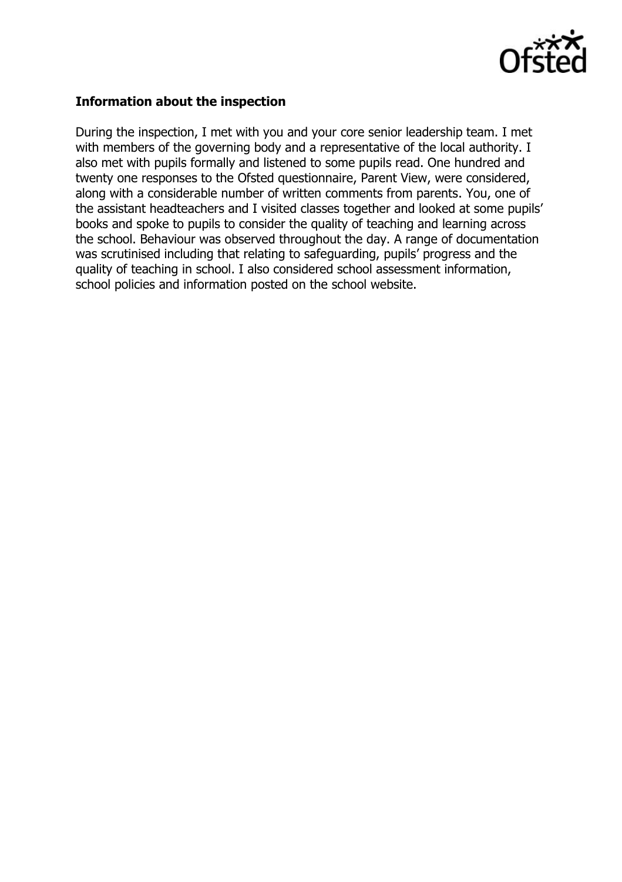**Information about the inspection**

During the inspection, I met with you and your core senior leadership team. I met with members of the governing body and a representative of the local authority. I also met with pupils formally and listened to some pupils read. One hundred and twenty one responses to the Ofsted questionnaire, Parent View, were considered, along with a considerable number of written comments from parents. You, one of the assistant headteachers and I visited classes together and looked at some pupils' books and spoke to pupils to consider the quality of teaching and learning across the school. Behaviour was observed throughout the day. A range of documentation was scrutinised including that relating to safeguarding, pupils' progress and the quality of teaching in school. I also considered school assessment information, school policies and information posted on the school website.